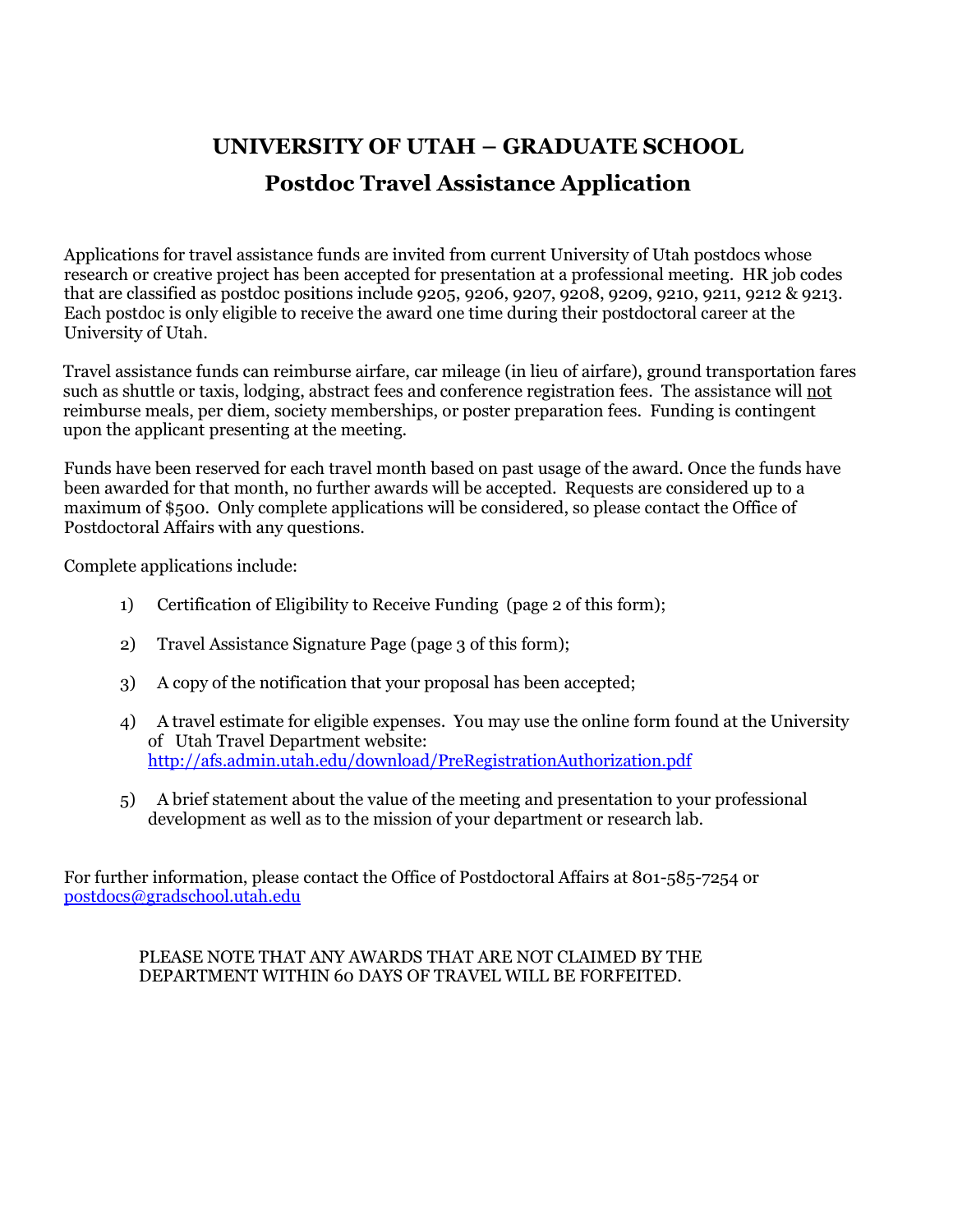# UNIVERSITY OF UTAH – GRADUATE SCHOOL

## Postdoc Travel Assistance Application

Applications for travel assistance funds are invited from current University of Utah postdocs whose research or creative project has been accepted for presentation at a professional meeting. HR job codes that are classified as postdoc positions include 9205, 9206, 9207, 9208, 9209, 9210, 9211, 9212 & 9213. Each postdoc is only eligible to receive the award one time during their postdoctoral career at the University of Utah.

Travel assistance funds can reimburse airfare, car mileage (in lieu of airfare), ground transportation fares such as shuttle or taxis, lodging, abstract fees and conference registration fees. The assistance will not reimburse meals, per diem, society memberships, or poster preparation fees. Funding is contingent upon the applicant presenting at the meeting.

Funds have been reserved for each travel month based on past usage of the award. Once the funds have been awarded for that month, no further awards will be accepted. Requests are considered up to a maximum of $500. Only complete applications will be considered, so please contact the Office of Postdoctoral Affairs with any questions.

Complete applications include:

1) Certification of Eligibility to Receive Funding (page 2 of this form);

2) Travel Assistance Signature Page (page 3 of this form);

3) A copy of the notification that your proposal has been accepted;

4) A travel estimate for eligible expenses. You may use the online form found at the University of Utah Travel Department website: http://afs.admin.utah.edu/download/PreRegistrationAuthorization.pdf

5) A brief statement about the value of the meeting and presentation to your professional development as well as to the mission of your department or research lab.

For further information, please contact the Office of Postdoctoral Affairs at 801-585-7254 or postdocs@gradschool.utah.edu

PLEASE NOTE THAT ANY AWARDS THAT ARE NOT CLAIMED BY THE DEPARTMENT WITHIN 60 DAYS OF TRAVEL WILL BE FORFEITED.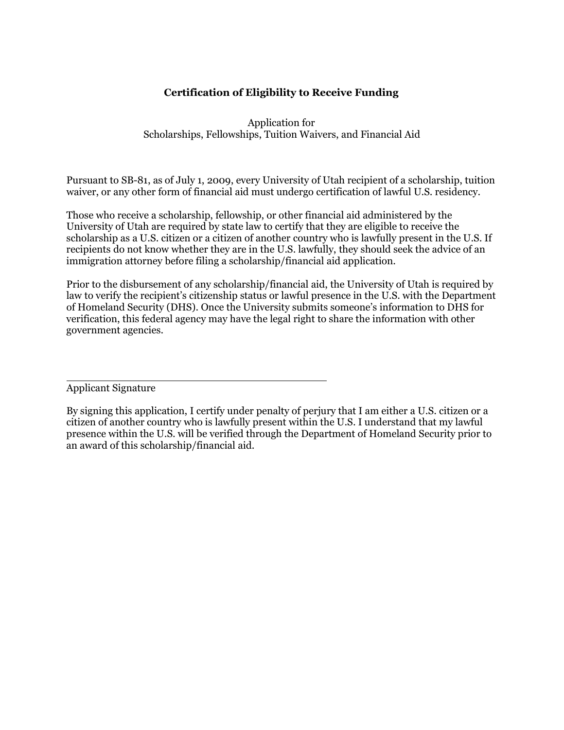**Certification of Eligibility to Receive Funding**

Application for
Scholarships, Fellowships, Tuition Waivers, and Financial Aid

Pursuant to SB-81, as of July 1, 2009, every University of Utah recipient of a scholarship, tuition waiver, or any other form of financial aid must undergo certification of lawful U.S. residency.

Those who receive a scholarship, fellowship, or other financial aid administered by the University of Utah are required by state law to certify that they are eligible to receive the scholarship as a U.S. citizen or a citizen of another country who is lawfully present in the U.S. If recipients do not know whether they are in the U.S. lawfully, they should seek the advice of an immigration attorney before filing a scholarship/financial aid application.

Prior to the disbursement of any scholarship/financial aid, the University of Utah is required by law to verify the recipient's citizenship status or lawful presence in the U.S. with the Department of Homeland Security (DHS). Once the University submits someone's information to DHS for verification, this federal agency may have the legal right to share the information with other government agencies.

\_\_\_\_\_\_\_\_\_\_\_\_\_\_\_\_\_\_\_\_\_\_\_\_\_\_\_\_\_\_\_\_\_\_\_\_\_\_\_\_

Applicant Signature

By signing this application, I certify under penalty of perjury that I am either a U.S. citizen or a citizen of another country who is lawfully present within the U.S. I understand that my lawful presence within the U.S. will be verified through the Department of Homeland Security prior to an award of this scholarship/financial aid.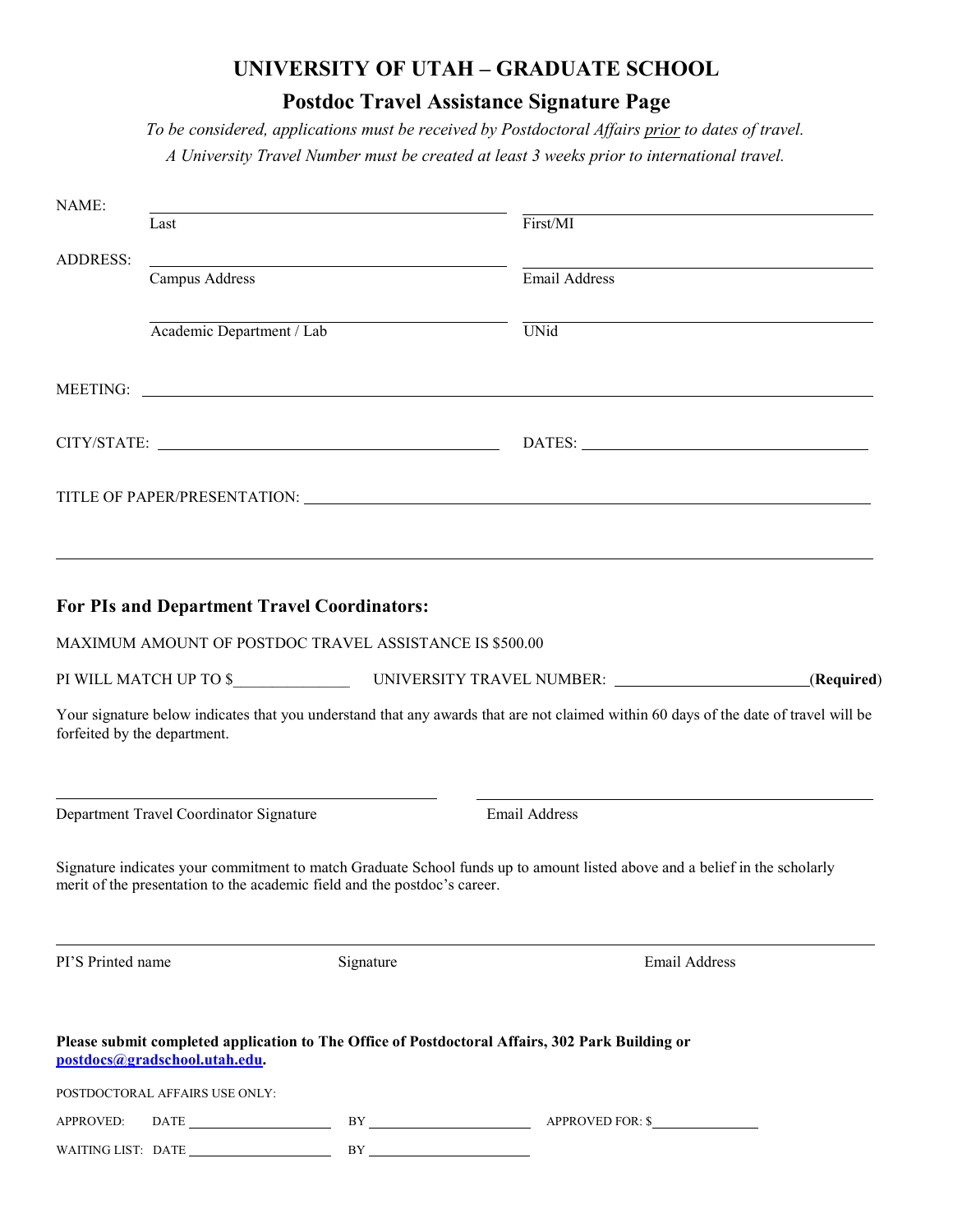# UNIVERSITY OF UTAH – GRADUATE SCHOOL

## Postdoc Travel Assistance Signature Page

*To be considered, applications must be received by Postdoctoral Affairs prior to dates of travel.*

*A University Travel Number must be created at least 3 weeks prior to international travel.*

NAME: ______________________________ ______________________________

Last First/MI

ADDRESS: ______________________________ ______________________________

Campus Address Email Address

______________________________ ______________________________

Academic Department / Lab UNid

MEETING: ____________________________________________________________

CITY/STATE: ______________________________ DATES: ______________________________

TITLE OF PAPER/PRESENTATION: ____________________________________________

____________________________________________________________________

### For PIs and Department Travel Coordinators:

MAXIMUM AMOUNT OF POSTDOC TRAVEL ASSISTANCE IS $500.00

PI WILL MATCH UP TO $______________ UNIVERSITY TRAVEL NUMBER: ______________________(**Required**)

Your signature below indicates that you understand that any awards that are not claimed within 60 days of the date of travel will be forfeited by the department.

______________________________ ______________________________

Department Travel Coordinator Signature Email Address

Signature indicates your commitment to match Graduate School funds up to amount listed above and a belief in the scholarly merit of the presentation to the academic field and the postdoc's career.

____________________________________________________________________

PI'S Printed name Signature Email Address

**Please submit completed application to The Office of Postdoctoral Affairs, 302 Park Building or postdocs@gradschool.utah.edu.**

POSTDOCTORAL AFFAIRS USE ONLY:

APPROVED: DATE ____________________ BY ____________________ APPROVED FOR: $______________

WAITING LIST: DATE ____________________ BY ____________________